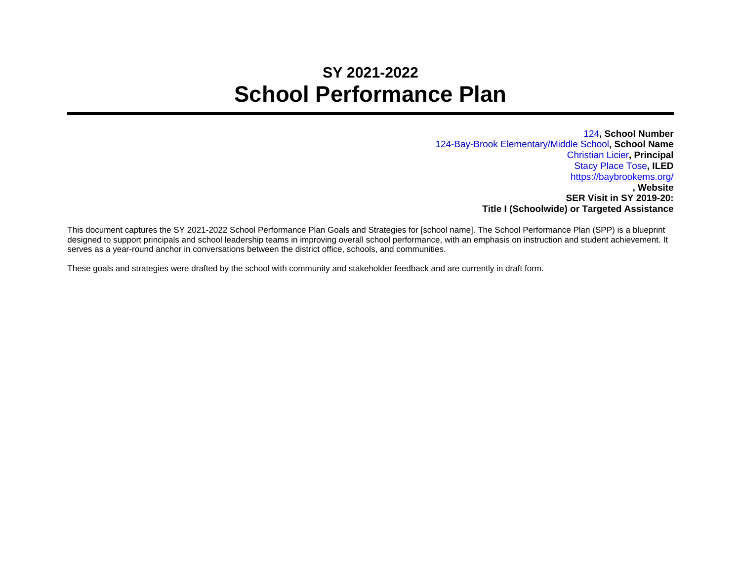# SY 2021-2022
# School Performance Plan

124**, School Number**
124-Bay-Brook Elementary/Middle School**, School Name**
Christian Licier**, Principal**
Stacy Place Tose**, ILED**
https://baybrookems.org/
**, Website**
**SER Visit in SY 2019-20:**
**Title I (Schoolwide) or Targeted Assistance**

This document captures the SY 2021-2022 School Performance Plan Goals and Strategies for [school name]. The School Performance Plan (SPP) is a blueprint designed to support principals and school leadership teams in improving overall school performance, with an emphasis on instruction and student achievement. It serves as a year-round anchor in conversations between the district office, schools, and communities.

These goals and strategies were drafted by the school with community and stakeholder feedback and are currently in draft form.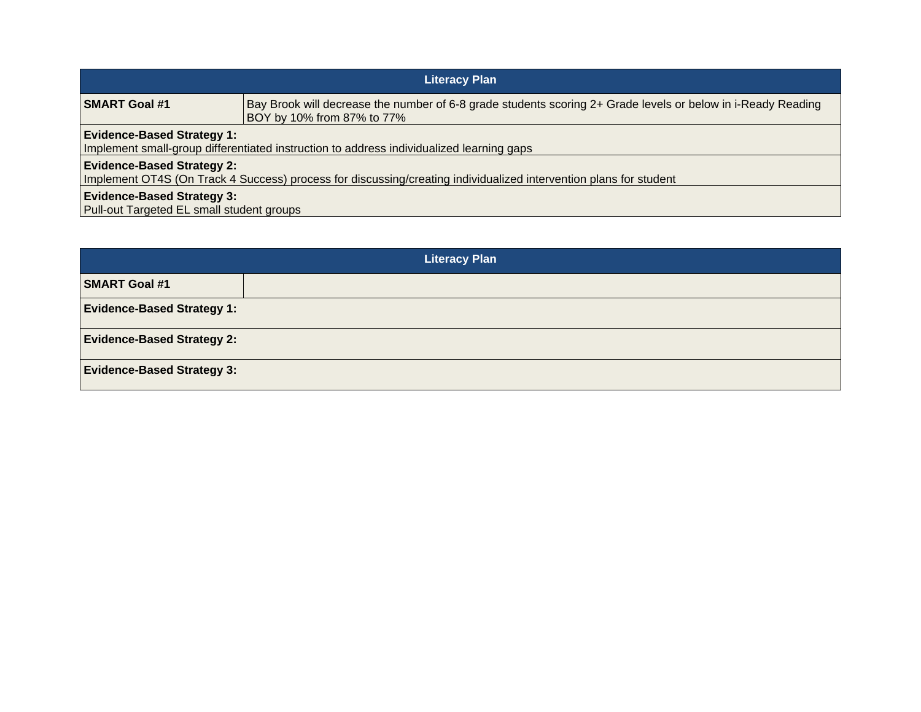| Literacy Plan | |
|---|---|
| **SMART Goal #1** | Bay Brook will decrease the number of 6-8 grade students scoring 2+ Grade levels or below in i-Ready Reading BOY by 10% from 87% to 77% |
| **Evidence-Based Strategy 1:** Implement small-group differentiated instruction to address individualized learning gaps | |
| **Evidence-Based Strategy 2:** Implement OT4S (On Track 4 Success) process for discussing/creating individualized intervention plans for student | |
| **Evidence-Based Strategy 3:** Pull-out Targeted EL small student groups | |

| Literacy Plan | |
|---|---|
| **SMART Goal #1** | |
| **Evidence-Based Strategy 1:** | |
| **Evidence-Based Strategy 2:** | |
| **Evidence-Based Strategy 3:** | |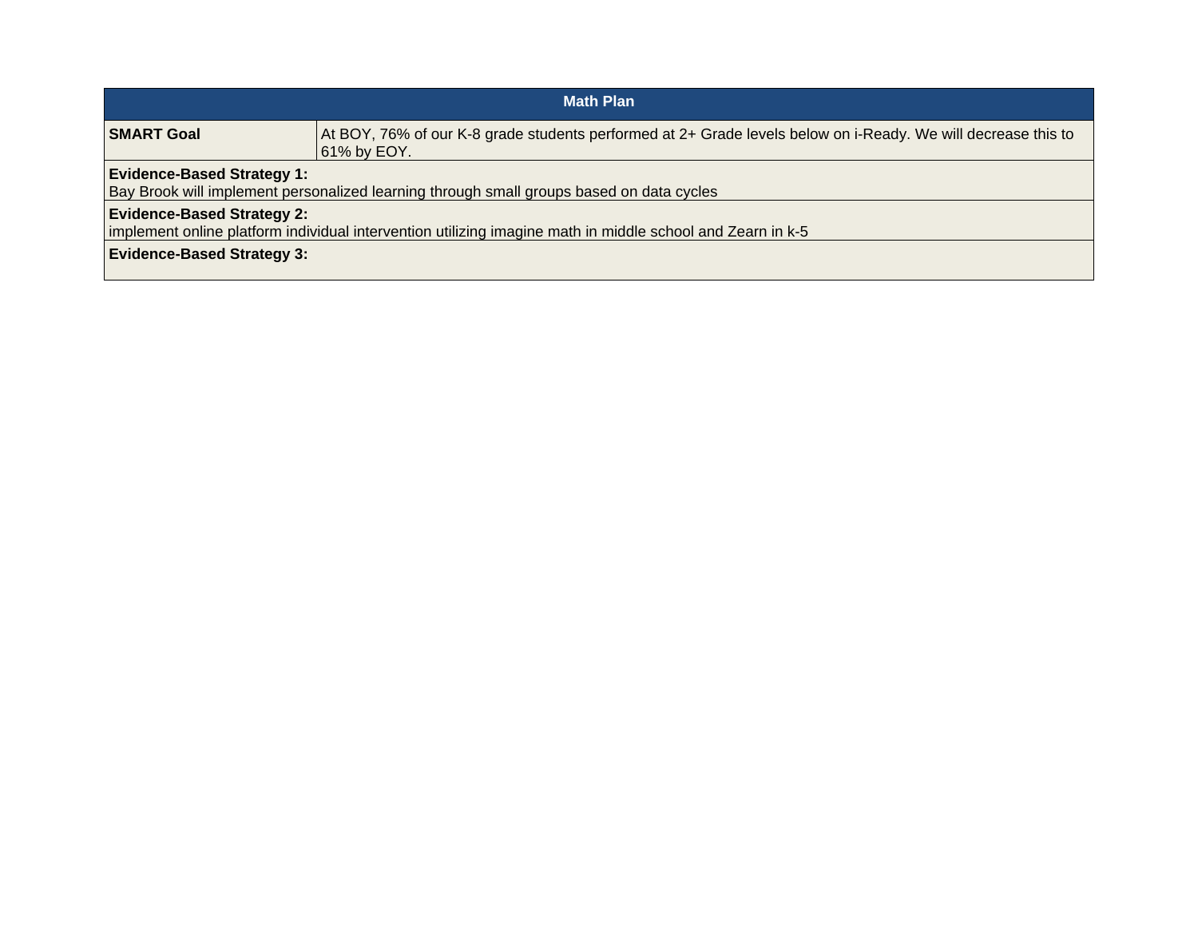| Math Plan | |
|---|---|
| **SMART Goal** | At BOY, 76% of our K-8 grade students performed at 2+ Grade levels below on i-Ready. We will decrease this to 61% by EOY. |
| **Evidence-Based Strategy 1:**<br>Bay Brook will implement personalized learning through small groups based on data cycles | |
| **Evidence-Based Strategy 2:**<br>implement online platform individual intervention utilizing imagine math in middle school and Zearn in k-5 | |
| **Evidence-Based Strategy 3:** | |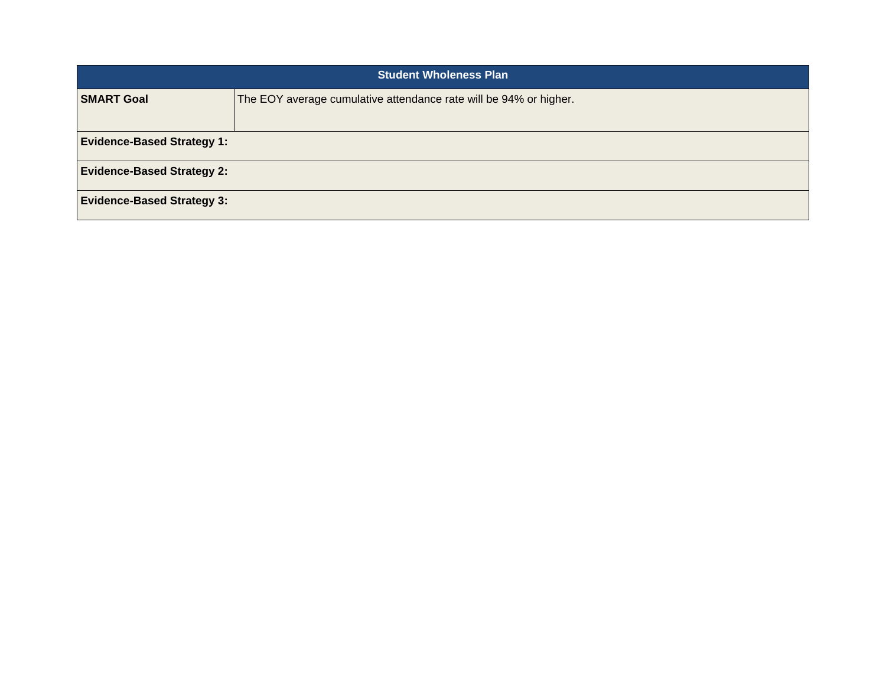| Student Wholeness Plan | |
|---|---|
| **SMART Goal** | The EOY average cumulative attendance rate will be 94% or higher. |
| **Evidence-Based Strategy 1:** | |
| **Evidence-Based Strategy 2:** | |
| **Evidence-Based Strategy 3:** | |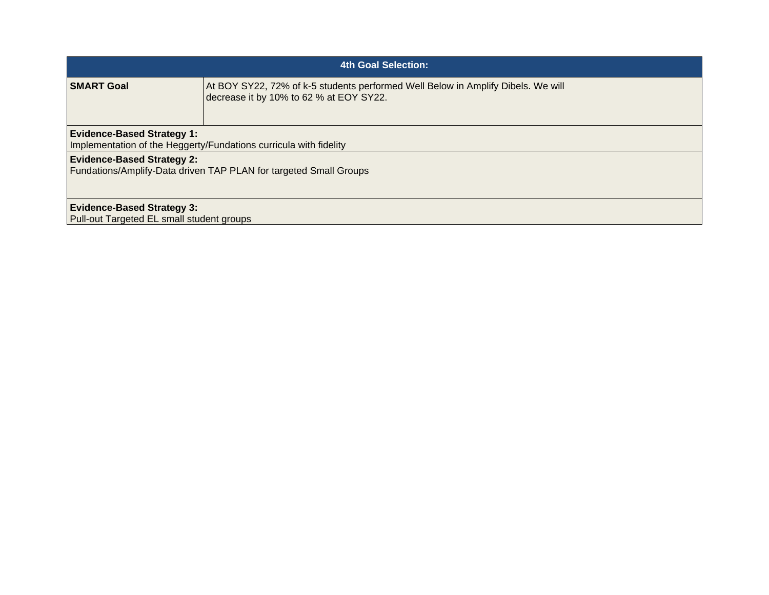| 4th Goal Selection: | |
| --- | --- |
| **SMART Goal** | At BOY SY22, 72% of k-5 students performed Well Below in Amplify Dibels. We will decrease it by 10% to 62 % at EOY SY22. |
| **Evidence-Based Strategy 1:**<br>Implementation of the Heggerty/Fundations curricula with fidelity | |
| **Evidence-Based Strategy 2:**<br>Fundations/Amplify-Data driven TAP PLAN for targeted Small Groups | |
| **Evidence-Based Strategy 3:**<br>Pull-out Targeted EL small student groups | |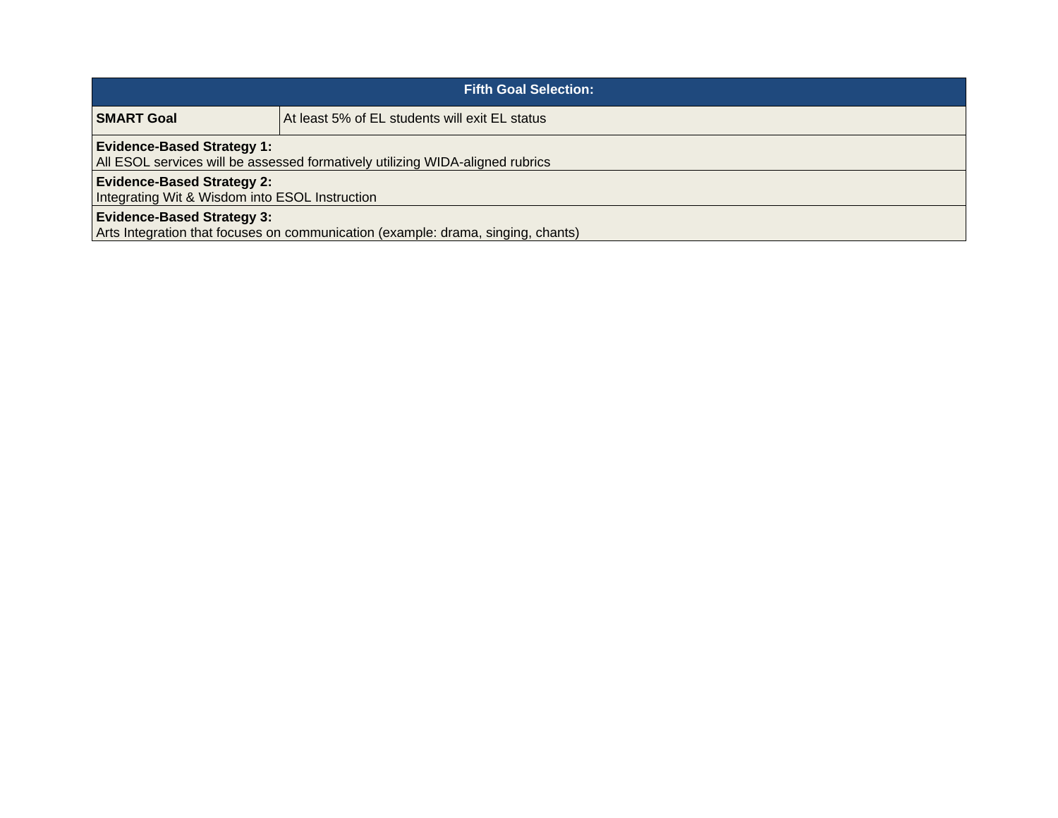| Fifth Goal Selection: | |
|---|---|
| **SMART Goal** | At least 5% of EL students will exit EL status |
| **Evidence-Based Strategy 1:** All ESOL services will be assessed formatively utilizing WIDA-aligned rubrics | |
| **Evidence-Based Strategy 2:** Integrating Wit & Wisdom into ESOL Instruction | |
| **Evidence-Based Strategy 3:** Arts Integration that focuses on communication (example: drama, singing, chants) | |